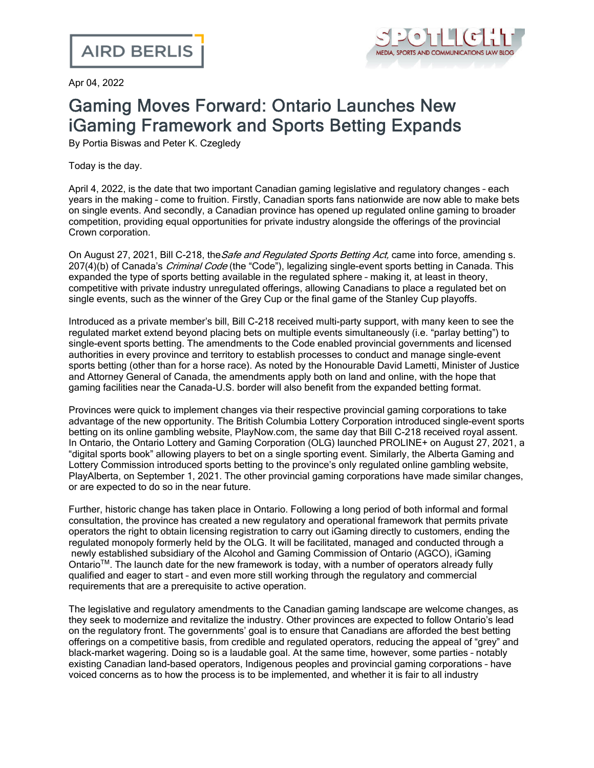Apr 04, 2022

# Gaming Moves Forward: Ontario Launches New iGaming Framework and Sports Betting Expands

By Portia Biswas and Peter K. Czegledy

Today is the day.

April 4, 2022, is the date that two important Canadian gaming legislative and regulatory changes – each years in the making – come to fruition. Firstly, Canadian sports fans nationwide are now able to make bets on single events. And secondly, a Canadian province has opened up regulated online gaming to broader competition, providing equal opportunities for private industry alongside the offerings of the provincial Crown corporation.

On August 27, 2021, Bill C-218, the *Safe and Regulated Sports Betting Act,* came into force, amending s. 207(4)(b) of Canada's *Criminal Code* (the "Code"), legalizing single-event sports betting in Canada. This expanded the type of sports betting available in the regulated sphere – making it, at least in theory, competitive with private industry unregulated offerings, allowing Canadians to place a regulated bet on single events, such as the winner of the Grey Cup or the final game of the Stanley Cup playoffs.

Introduced as a private member's bill, Bill C-218 received multi-party support, with many keen to see the regulated market extend beyond placing bets on multiple events simultaneously (i.e. "parlay betting") to single-event sports betting. The amendments to the Code enabled provincial governments and licensed authorities in every province and territory to establish processes to conduct and manage single-event sports betting (other than for a horse race). As noted by the Honourable David Lametti, Minister of Justice and Attorney General of Canada, the amendments apply both on land and online, with the hope that gaming facilities near the Canada-U.S. border will also benefit from the expanded betting format.

Provinces were quick to implement changes via their respective provincial gaming corporations to take advantage of the new opportunity. The British Columbia Lottery Corporation introduced single-event sports betting on its online gambling website, PlayNow.com, the same day that Bill C-218 received royal assent. In Ontario, the Ontario Lottery and Gaming Corporation (OLG) launched PROLINE+ on August 27, 2021, a "digital sports book" allowing players to bet on a single sporting event. Similarly, the Alberta Gaming and Lottery Commission introduced sports betting to the province's only regulated online gambling website, PlayAlberta, on September 1, 2021. The other provincial gaming corporations have made similar changes, or are expected to do so in the near future.

Further, historic change has taken place in Ontario. Following a long period of both informal and formal consultation, the province has created a new regulatory and operational framework that permits private operators the right to obtain licensing registration to carry out iGaming directly to customers, ending the regulated monopoly formerly held by the OLG. It will be facilitated, managed and conducted through a newly established subsidiary of the Alcohol and Gaming Commission of Ontario (AGCO), iGaming Ontario™. The launch date for the new framework is today, with a number of operators already fully qualified and eager to start – and even more still working through the regulatory and commercial requirements that are a prerequisite to active operation.

The legislative and regulatory amendments to the Canadian gaming landscape are welcome changes, as they seek to modernize and revitalize the industry. Other provinces are expected to follow Ontario's lead on the regulatory front. The governments' goal is to ensure that Canadians are afforded the best betting offerings on a competitive basis, from credible and regulated operators, reducing the appeal of "grey" and black-market wagering. Doing so is a laudable goal. At the same time, however, some parties – notably existing Canadian land-based operators, Indigenous peoples and provincial gaming corporations – have voiced concerns as to how the process is to be implemented, and whether it is fair to all industry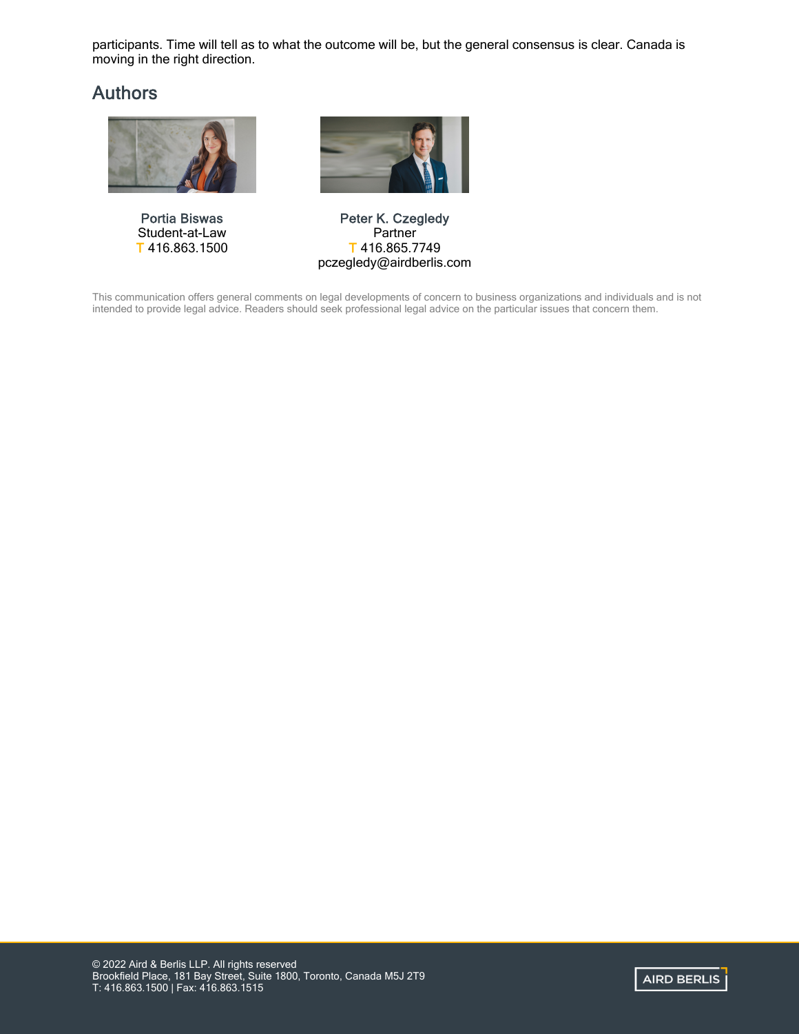participants. Time will tell as to what the outcome will be, but the general consensus is clear. Canada is moving in the right direction.

## Authors

**Portia Biswas**
Student-at-Law
T 416.863.1500

**Peter K. Czegledy**
Partner
T 416.865.7749
pczegledy@airdberlis.com

This communication offers general comments on legal developments of concern to business organizations and individuals and is not intended to provide legal advice. Readers should seek professional legal advice on the particular issues that concern them.

© 2022 Aird & Berlis LLP. All rights reserved
Brookfield Place, 181 Bay Street, Suite 1800, Toronto, Canada M5J 2T9
T: 416.863.1500 | Fax: 416.863.1515

AIRD BERLIS